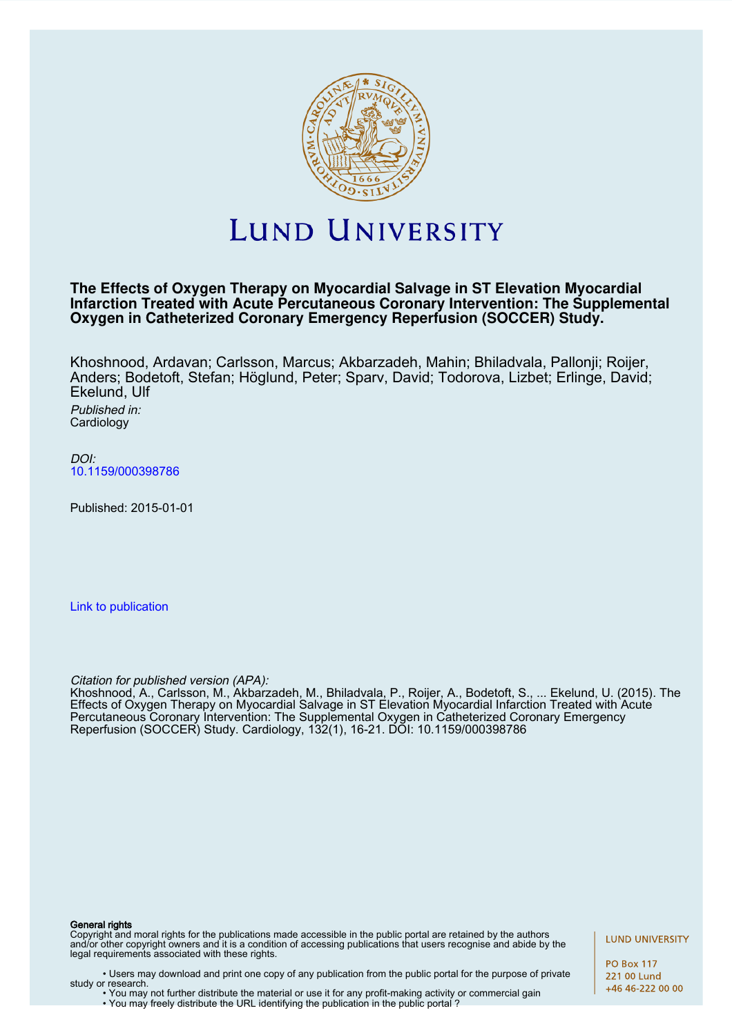LUND UNIVERSITY

**The Effects of Oxygen Therapy on Myocardial Salvage in ST Elevation Myocardial Infarction Treated with Acute Percutaneous Coronary Intervention: The Supplemental Oxygen in Catheterized Coronary Emergency Reperfusion (SOCCER) Study.**

Khoshnood, Ardavan; Carlsson, Marcus; Akbarzadeh, Mahin; Bhiladvala, Pallonji; Roijer, Anders; Bodetoft, Stefan; Höglund, Peter; Sparv, David; Todorova, Lizbet; Erlinge, David; Ekelund, Ulf

*Published in:*
Cardiology

*DOI:*
10.1159/000398786

Published: 2015-01-01

Link to publication

*Citation for published version (APA):*
Khoshnood, A., Carlsson, M., Akbarzadeh, M., Bhiladvala, P., Roijer, A., Bodetoft, S., ... Ekelund, U. (2015). The Effects of Oxygen Therapy on Myocardial Salvage in ST Elevation Myocardial Infarction Treated with Acute Percutaneous Coronary Intervention: The Supplemental Oxygen in Catheterized Coronary Emergency Reperfusion (SOCCER) Study. Cardiology, 132(1), 16-21. DOI: 10.1159/000398786

**General rights**
Copyright and moral rights for the publications made accessible in the public portal are retained by the authors and/or other copyright owners and it is a condition of accessing publications that users recognise and abide by the legal requirements associated with these rights.

- Users may download and print one copy of any publication from the public portal for the purpose of private study or research.
- You may not further distribute the material or use it for any profit-making activity or commercial gain
- You may freely distribute the URL identifying the publication in the public portal ?

LUND UNIVERSITY

PO Box 117
221 00 Lund
+46 46-222 00 00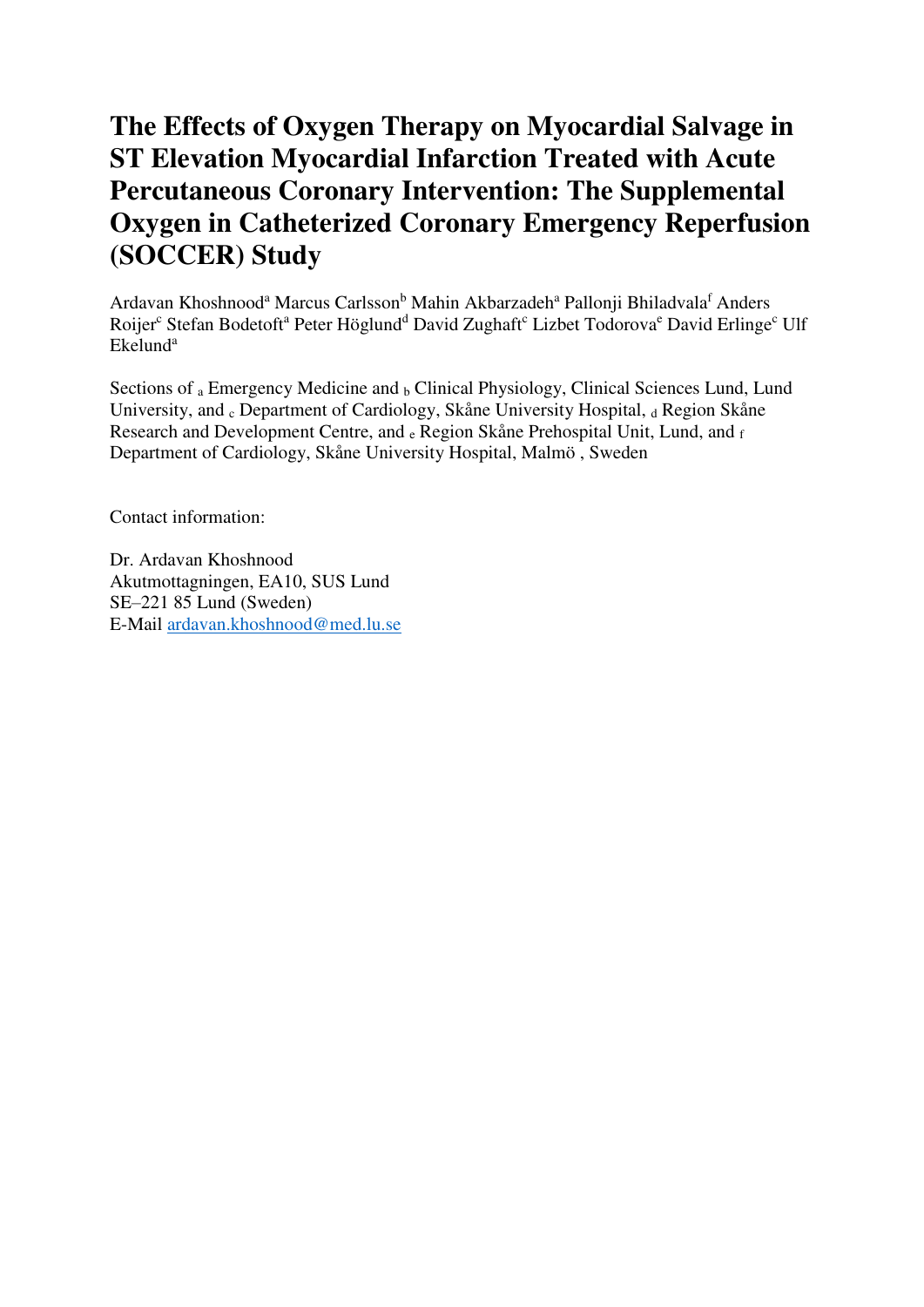# The Effects of Oxygen Therapy on Myocardial Salvage in ST Elevation Myocardial Infarction Treated with Acute Percutaneous Coronary Intervention: The Supplemental Oxygen in Catheterized Coronary Emergency Reperfusion (SOCCER) Study

Ardavan Khoshnood[a] Marcus Carlsson[b] Mahin Akbarzadeh[a] Pallonji Bhiladvala[f] Anders Roijer[c] Stefan Bodetoft[a] Peter Höglund[d] David Zughaft[c] Lizbet Todorova[e] David Erlinge[c] Ulf Ekelund[a]

Sections of [a] Emergency Medicine and [b] Clinical Physiology, Clinical Sciences Lund, Lund University, and [c] Department of Cardiology, Skåne University Hospital, [d] Region Skåne Research and Development Centre, and [e] Region Skåne Prehospital Unit, Lund, and [f] Department of Cardiology, Skåne University Hospital, Malmö , Sweden

Contact information:

Dr. Ardavan Khoshnood
Akutmottagningen, EA10, SUS Lund
SE–221 85 Lund (Sweden)
E-Mail ardavan.khoshnood@med.lu.se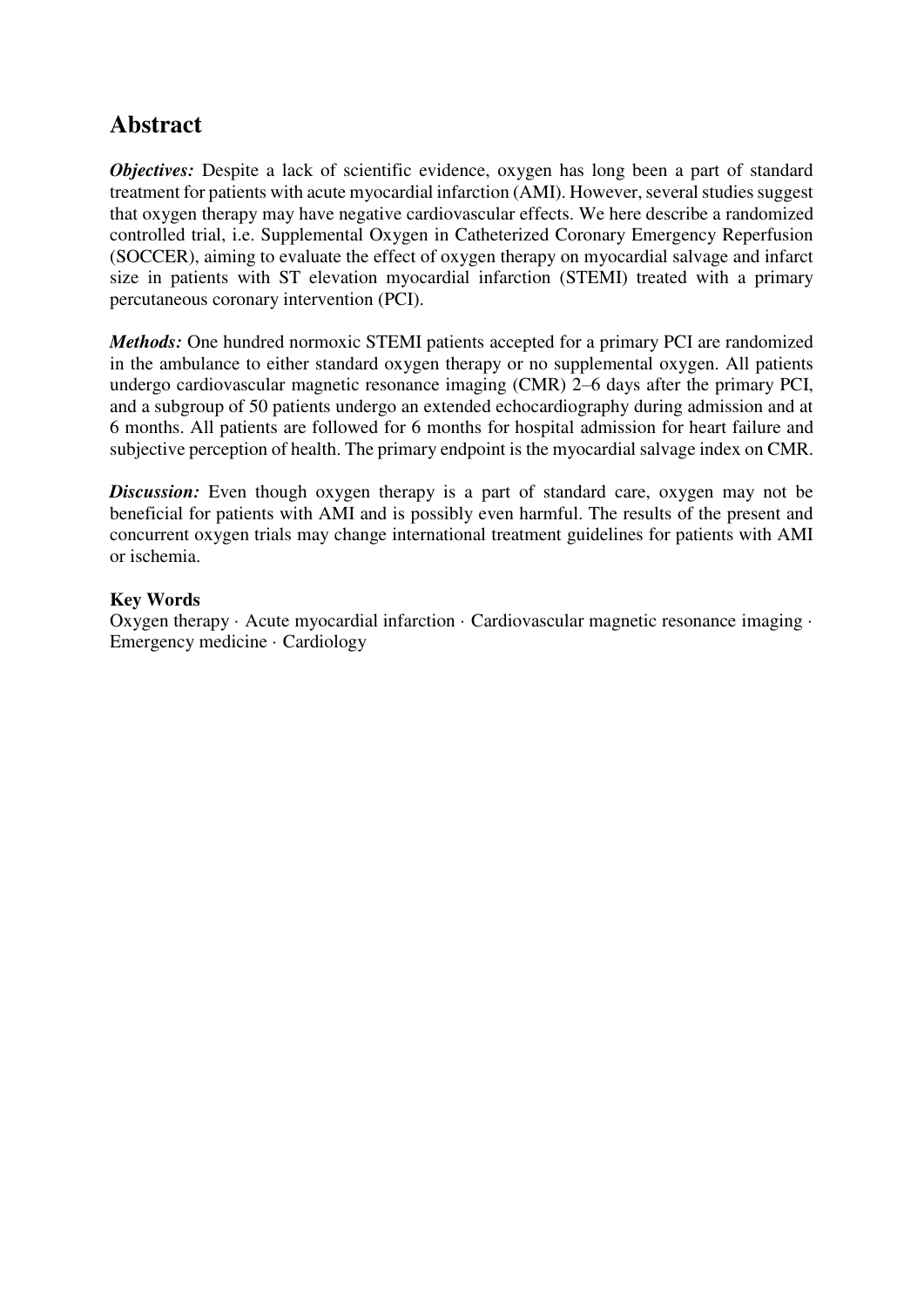## Abstract

***Objectives:*** Despite a lack of scientific evidence, oxygen has long been a part of standard treatment for patients with acute myocardial infarction (AMI). However, several studies suggest that oxygen therapy may have negative cardiovascular effects. We here describe a randomized controlled trial, i.e. Supplemental Oxygen in Catheterized Coronary Emergency Reperfusion (SOCCER), aiming to evaluate the effect of oxygen therapy on myocardial salvage and infarct size in patients with ST elevation myocardial infarction (STEMI) treated with a primary percutaneous coronary intervention (PCI).

***Methods:*** One hundred normoxic STEMI patients accepted for a primary PCI are randomized in the ambulance to either standard oxygen therapy or no supplemental oxygen. All patients undergo cardiovascular magnetic resonance imaging (CMR) 2–6 days after the primary PCI, and a subgroup of 50 patients undergo an extended echocardiography during admission and at 6 months. All patients are followed for 6 months for hospital admission for heart failure and subjective perception of health. The primary endpoint is the myocardial salvage index on CMR.

***Discussion:*** Even though oxygen therapy is a part of standard care, oxygen may not be beneficial for patients with AMI and is possibly even harmful. The results of the present and concurrent oxygen trials may change international treatment guidelines for patients with AMI or ischemia.

**Key Words**

Oxygen therapy · Acute myocardial infarction · Cardiovascular magnetic resonance imaging · Emergency medicine · Cardiology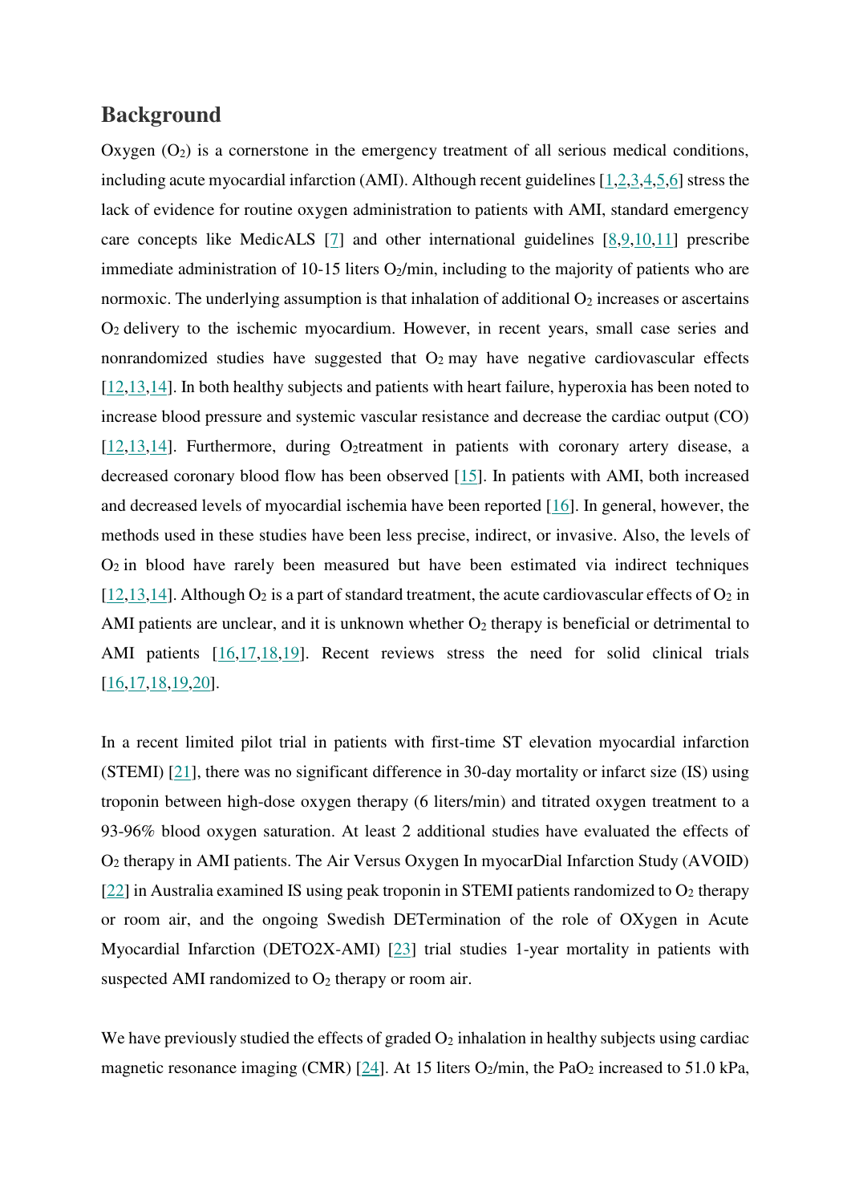## Background

Oxygen ($O_2$) is a cornerstone in the emergency treatment of all serious medical conditions, including acute myocardial infarction (AMI). Although recent guidelines [1,2,3,4,5,6] stress the lack of evidence for routine oxygen administration to patients with AMI, standard emergency care concepts like MedicALS [7] and other international guidelines [8,9,10,11] prescribe immediate administration of 10-15 liters $O_2$/min, including to the majority of patients who are normoxic. The underlying assumption is that inhalation of additional $O_2$ increases or ascertains $O_2$ delivery to the ischemic myocardium. However, in recent years, small case series and nonrandomized studies have suggested that $O_2$ may have negative cardiovascular effects [12,13,14]. In both healthy subjects and patients with heart failure, hyperoxia has been noted to increase blood pressure and systemic vascular resistance and decrease the cardiac output (CO) [12,13,14]. Furthermore, during $O_2$treatment in patients with coronary artery disease, a decreased coronary blood flow has been observed [15]. In patients with AMI, both increased and decreased levels of myocardial ischemia have been reported [16]. In general, however, the methods used in these studies have been less precise, indirect, or invasive. Also, the levels of $O_2$ in blood have rarely been measured but have been estimated via indirect techniques [12,13,14]. Although $O_2$ is a part of standard treatment, the acute cardiovascular effects of $O_2$ in AMI patients are unclear, and it is unknown whether $O_2$ therapy is beneficial or detrimental to AMI patients [16,17,18,19]. Recent reviews stress the need for solid clinical trials [16,17,18,19,20].

In a recent limited pilot trial in patients with first-time ST elevation myocardial infarction (STEMI) [21], there was no significant difference in 30-day mortality or infarct size (IS) using troponin between high-dose oxygen therapy (6 liters/min) and titrated oxygen treatment to a 93-96% blood oxygen saturation. At least 2 additional studies have evaluated the effects of $O_2$ therapy in AMI patients. The Air Versus Oxygen In myocarDial Infarction Study (AVOID) [22] in Australia examined IS using peak troponin in STEMI patients randomized to $O_2$ therapy or room air, and the ongoing Swedish DETermination of the role of OXygen in Acute Myocardial Infarction (DETO2X-AMI) [23] trial studies 1-year mortality in patients with suspected AMI randomized to $O_2$ therapy or room air.

We have previously studied the effects of graded $O_2$ inhalation in healthy subjects using cardiac magnetic resonance imaging (CMR) [24]. At 15 liters $O_2$/min, the $PaO_2$ increased to 51.0 kPa,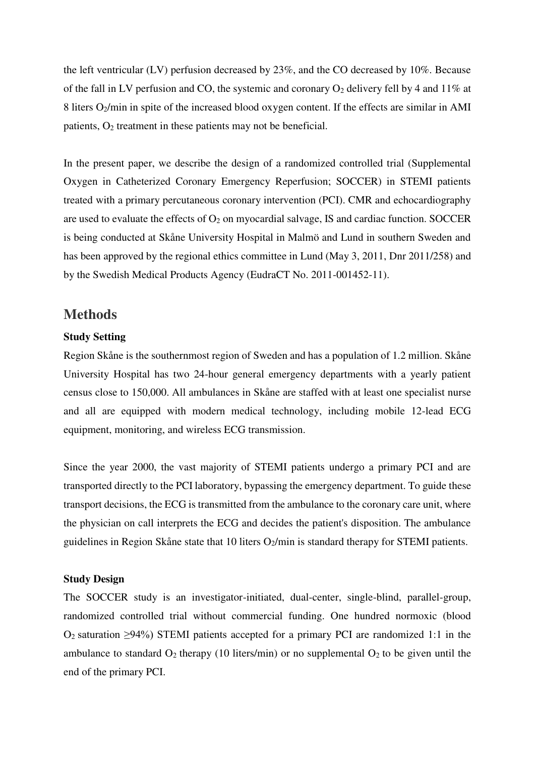the left ventricular (LV) perfusion decreased by 23%, and the CO decreased by 10%. Because of the fall in LV perfusion and CO, the systemic and coronary $O_2$ delivery fell by 4 and 11% at 8 liters $O_2$/min in spite of the increased blood oxygen content. If the effects are similar in AMI patients, $O_2$ treatment in these patients may not be beneficial.

In the present paper, we describe the design of a randomized controlled trial (Supplemental Oxygen in Catheterized Coronary Emergency Reperfusion; SOCCER) in STEMI patients treated with a primary percutaneous coronary intervention (PCI). CMR and echocardiography are used to evaluate the effects of $O_2$ on myocardial salvage, IS and cardiac function. SOCCER is being conducted at Skåne University Hospital in Malmö and Lund in southern Sweden and has been approved by the regional ethics committee in Lund (May 3, 2011, Dnr 2011/258) and by the Swedish Medical Products Agency (EudraCT No. 2011-001452-11).

## Methods

### Study Setting

Region Skåne is the southernmost region of Sweden and has a population of 1.2 million. Skåne University Hospital has two 24-hour general emergency departments with a yearly patient census close to 150,000. All ambulances in Skåne are staffed with at least one specialist nurse and all are equipped with modern medical technology, including mobile 12-lead ECG equipment, monitoring, and wireless ECG transmission.

Since the year 2000, the vast majority of STEMI patients undergo a primary PCI and are transported directly to the PCI laboratory, bypassing the emergency department. To guide these transport decisions, the ECG is transmitted from the ambulance to the coronary care unit, where the physician on call interprets the ECG and decides the patient's disposition. The ambulance guidelines in Region Skåne state that 10 liters $O_2$/min is standard therapy for STEMI patients.

### Study Design

The SOCCER study is an investigator-initiated, dual-center, single-blind, parallel-group, randomized controlled trial without commercial funding. One hundred normoxic (blood $O_2$ saturation $\geq$94%) STEMI patients accepted for a primary PCI are randomized 1:1 in the ambulance to standard $O_2$ therapy (10 liters/min) or no supplemental $O_2$ to be given until the end of the primary PCI.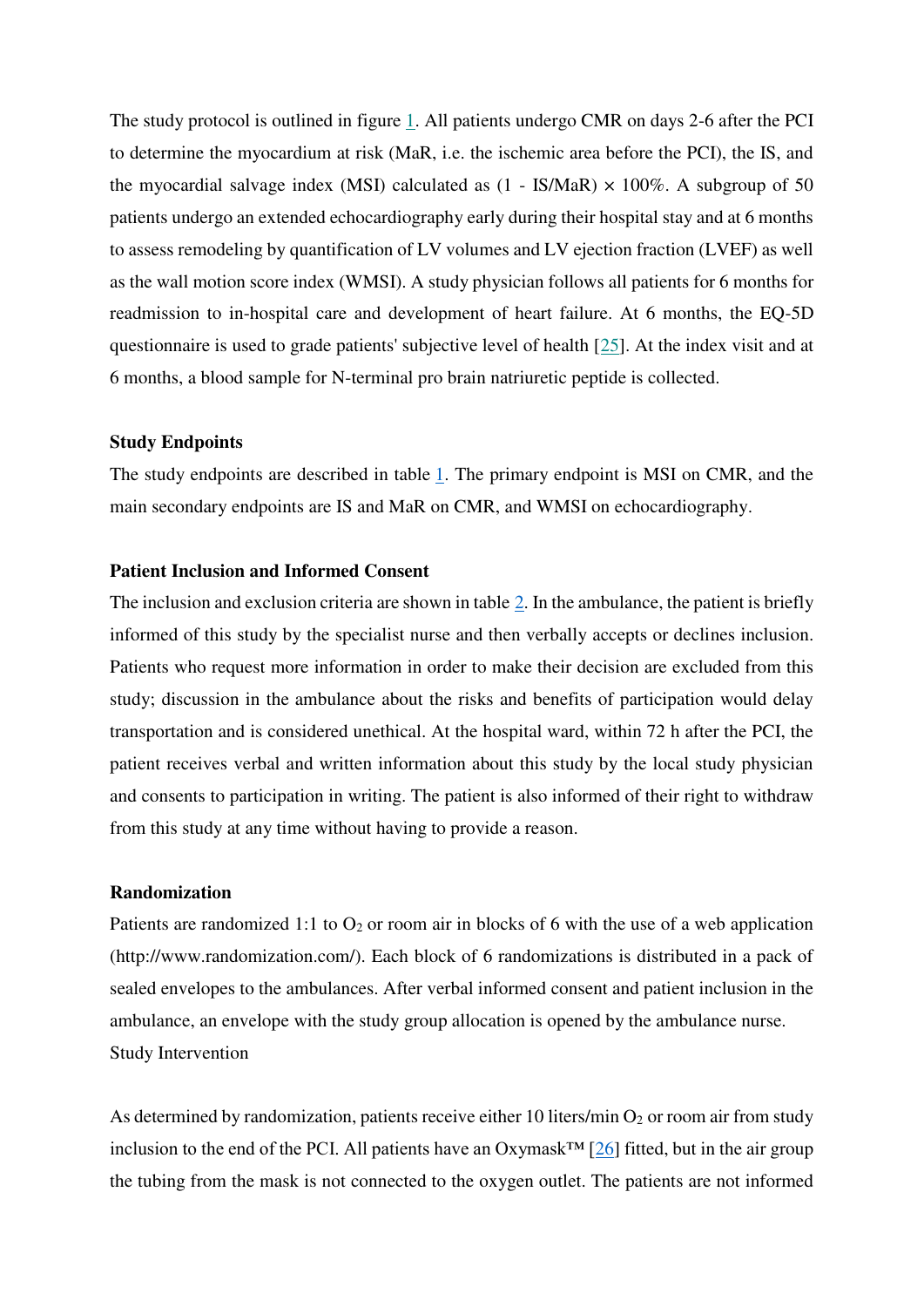The study protocol is outlined in figure 1. All patients undergo CMR on days 2-6 after the PCI to determine the myocardium at risk (MaR, i.e. the ischemic area before the PCI), the IS, and the myocardial salvage index (MSI) calculated as $(1 - IS/MaR) \times 100\%$. A subgroup of 50 patients undergo an extended echocardiography early during their hospital stay and at 6 months to assess remodeling by quantification of LV volumes and LV ejection fraction (LVEF) as well as the wall motion score index (WMSI). A study physician follows all patients for 6 months for readmission to in-hospital care and development of heart failure. At 6 months, the EQ-5D questionnaire is used to grade patients' subjective level of health [25]. At the index visit and at 6 months, a blood sample for N-terminal pro brain natriuretic peptide is collected.

**Study Endpoints**

The study endpoints are described in table 1. The primary endpoint is MSI on CMR, and the main secondary endpoints are IS and MaR on CMR, and WMSI on echocardiography.

**Patient Inclusion and Informed Consent**

The inclusion and exclusion criteria are shown in table 2. In the ambulance, the patient is briefly informed of this study by the specialist nurse and then verbally accepts or declines inclusion. Patients who request more information in order to make their decision are excluded from this study; discussion in the ambulance about the risks and benefits of participation would delay transportation and is considered unethical. At the hospital ward, within 72 h after the PCI, the patient receives verbal and written information about this study by the local study physician and consents to participation in writing. The patient is also informed of their right to withdraw from this study at any time without having to provide a reason.

**Randomization**

Patients are randomized 1:1 to $O_2$ or room air in blocks of 6 with the use of a web application (http://www.randomization.com/). Each block of 6 randomizations is distributed in a pack of sealed envelopes to the ambulances. After verbal informed consent and patient inclusion in the ambulance, an envelope with the study group allocation is opened by the ambulance nurse.

Study Intervention

As determined by randomization, patients receive either 10 liters/min $O_2$ or room air from study inclusion to the end of the PCI. All patients have an Oxymask™ [26] fitted, but in the air group the tubing from the mask is not connected to the oxygen outlet. The patients are not informed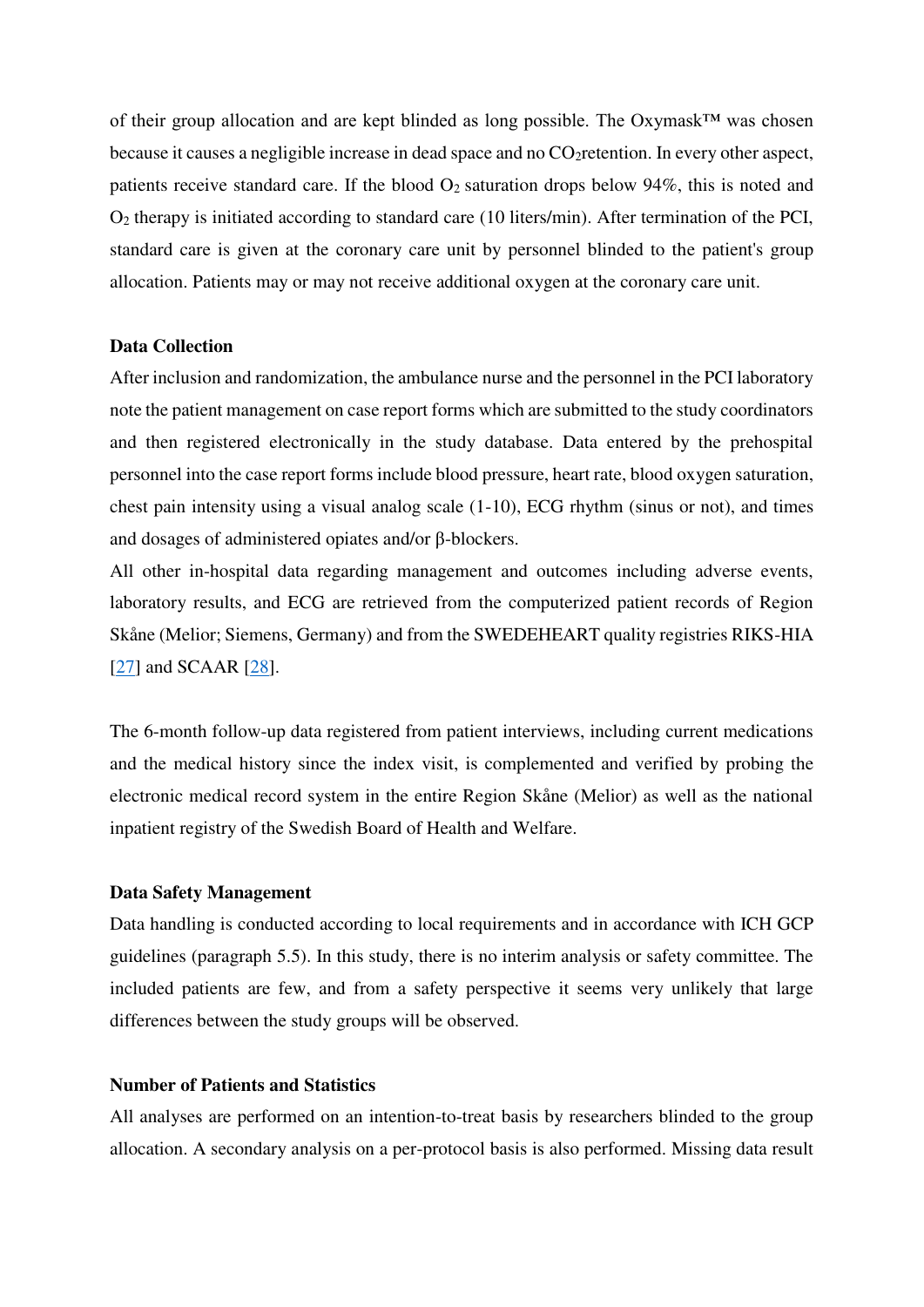of their group allocation and are kept blinded as long possible. The Oxymask™ was chosen because it causes a negligible increase in dead space and no $CO_2$retention. In every other aspect, patients receive standard care. If the blood $O_2$ saturation drops below 94%, this is noted and $O_2$ therapy is initiated according to standard care (10 liters/min). After termination of the PCI, standard care is given at the coronary care unit by personnel blinded to the patient's group allocation. Patients may or may not receive additional oxygen at the coronary care unit.

### Data Collection

After inclusion and randomization, the ambulance nurse and the personnel in the PCI laboratory note the patient management on case report forms which are submitted to the study coordinators and then registered electronically in the study database. Data entered by the prehospital personnel into the case report forms include blood pressure, heart rate, blood oxygen saturation, chest pain intensity using a visual analog scale (1-10), ECG rhythm (sinus or not), and times and dosages of administered opiates and/or β-blockers.

All other in-hospital data regarding management and outcomes including adverse events, laboratory results, and ECG are retrieved from the computerized patient records of Region Skåne (Melior; Siemens, Germany) and from the SWEDEHEART quality registries RIKS-HIA [27] and SCAAR [28].

The 6-month follow-up data registered from patient interviews, including current medications and the medical history since the index visit, is complemented and verified by probing the electronic medical record system in the entire Region Skåne (Melior) as well as the national inpatient registry of the Swedish Board of Health and Welfare.

### Data Safety Management

Data handling is conducted according to local requirements and in accordance with ICH GCP guidelines (paragraph 5.5). In this study, there is no interim analysis or safety committee. The included patients are few, and from a safety perspective it seems very unlikely that large differences between the study groups will be observed.

### Number of Patients and Statistics

All analyses are performed on an intention-to-treat basis by researchers blinded to the group allocation. A secondary analysis on a per-protocol basis is also performed. Missing data result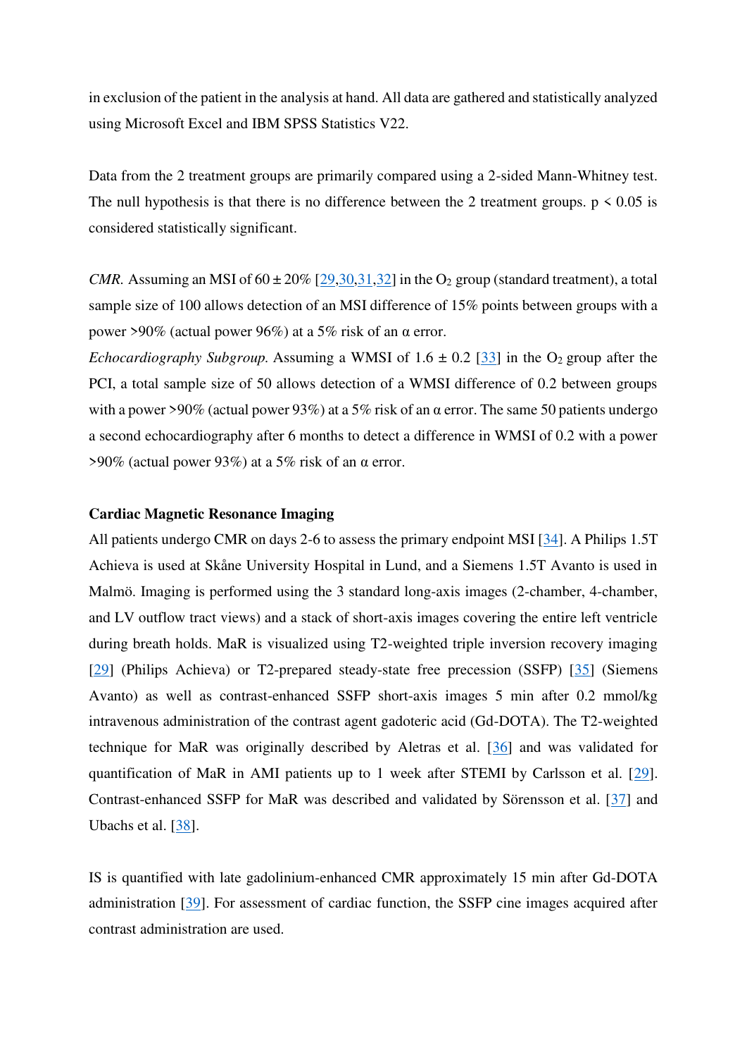in exclusion of the patient in the analysis at hand. All data are gathered and statistically analyzed using Microsoft Excel and IBM SPSS Statistics V22.

Data from the 2 treatment groups are primarily compared using a 2-sided Mann-Whitney test. The null hypothesis is that there is no difference between the 2 treatment groups. $p < 0.05$ is considered statistically significant.

*CMR.* Assuming an MSI of 60 ± 20% [29,30,31,32] in the $O_2$ group (standard treatment), a total sample size of 100 allows detection of an MSI difference of 15% points between groups with a power >90% (actual power 96%) at a 5% risk of an α error.

*Echocardiography Subgroup.* Assuming a WMSI of 1.6 ± 0.2 [33] in the $O_2$ group after the PCI, a total sample size of 50 allows detection of a WMSI difference of 0.2 between groups with a power >90% (actual power 93%) at a 5% risk of an α error. The same 50 patients undergo a second echocardiography after 6 months to detect a difference in WMSI of 0.2 with a power >90% (actual power 93%) at a 5% risk of an α error.

**Cardiac Magnetic Resonance Imaging**

All patients undergo CMR on days 2-6 to assess the primary endpoint MSI [34]. A Philips 1.5T Achieva is used at Skåne University Hospital in Lund, and a Siemens 1.5T Avanto is used in Malmö. Imaging is performed using the 3 standard long-axis images (2-chamber, 4-chamber, and LV outflow tract views) and a stack of short-axis images covering the entire left ventricle during breath holds. MaR is visualized using T2-weighted triple inversion recovery imaging [29] (Philips Achieva) or T2-prepared steady-state free precession (SSFP) [35] (Siemens Avanto) as well as contrast-enhanced SSFP short-axis images 5 min after 0.2 mmol/kg intravenous administration of the contrast agent gadoteric acid (Gd-DOTA). The T2-weighted technique for MaR was originally described by Aletras et al. [36] and was validated for quantification of MaR in AMI patients up to 1 week after STEMI by Carlsson et al. [29]. Contrast-enhanced SSFP for MaR was described and validated by Sörensson et al. [37] and Ubachs et al. [38].

IS is quantified with late gadolinium-enhanced CMR approximately 15 min after Gd-DOTA administration [39]. For assessment of cardiac function, the SSFP cine images acquired after contrast administration are used.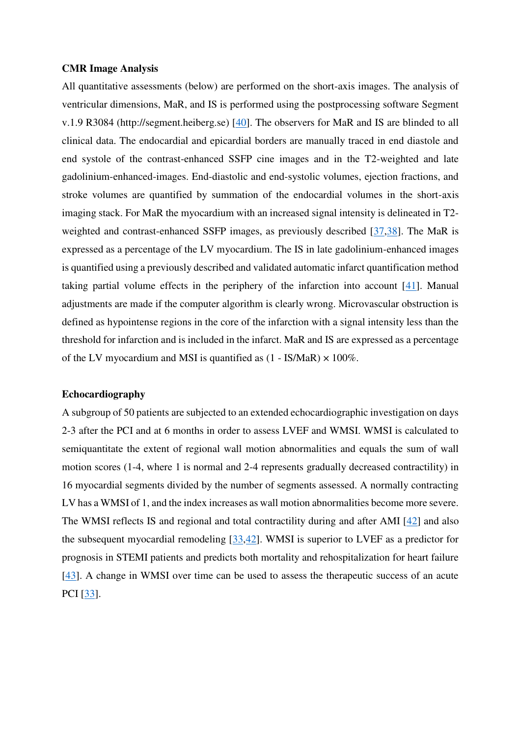**CMR Image Analysis**

All quantitative assessments (below) are performed on the short-axis images. The analysis of ventricular dimensions, MaR, and IS is performed using the postprocessing software Segment v.1.9 R3084 (http://segment.heiberg.se) [40]. The observers for MaR and IS are blinded to all clinical data. The endocardial and epicardial borders are manually traced in end diastole and end systole of the contrast-enhanced SSFP cine images and in the T2-weighted and late gadolinium-enhanced-images. End-diastolic and end-systolic volumes, ejection fractions, and stroke volumes are quantified by summation of the endocardial volumes in the short-axis imaging stack. For MaR the myocardium with an increased signal intensity is delineated in T2-weighted and contrast-enhanced SSFP images, as previously described [37,38]. The MaR is expressed as a percentage of the LV myocardium. The IS in late gadolinium-enhanced images is quantified using a previously described and validated automatic infarct quantification method taking partial volume effects in the periphery of the infarction into account [41]. Manual adjustments are made if the computer algorithm is clearly wrong. Microvascular obstruction is defined as hypointense regions in the core of the infarction with a signal intensity less than the threshold for infarction and is included in the infarct. MaR and IS are expressed as a percentage of the LV myocardium and MSI is quantified as $(1 - IS/MaR) \times 100\%$.

**Echocardiography**

A subgroup of 50 patients are subjected to an extended echocardiographic investigation on days 2-3 after the PCI and at 6 months in order to assess LVEF and WMSI. WMSI is calculated to semiquantitate the extent of regional wall motion abnormalities and equals the sum of wall motion scores (1-4, where 1 is normal and 2-4 represents gradually decreased contractility) in 16 myocardial segments divided by the number of segments assessed. A normally contracting LV has a WMSI of 1, and the index increases as wall motion abnormalities become more severe. The WMSI reflects IS and regional and total contractility during and after AMI [42] and also the subsequent myocardial remodeling [33,42]. WMSI is superior to LVEF as a predictor for prognosis in STEMI patients and predicts both mortality and rehospitalization for heart failure [43]. A change in WMSI over time can be used to assess the therapeutic success of an acute PCI [33].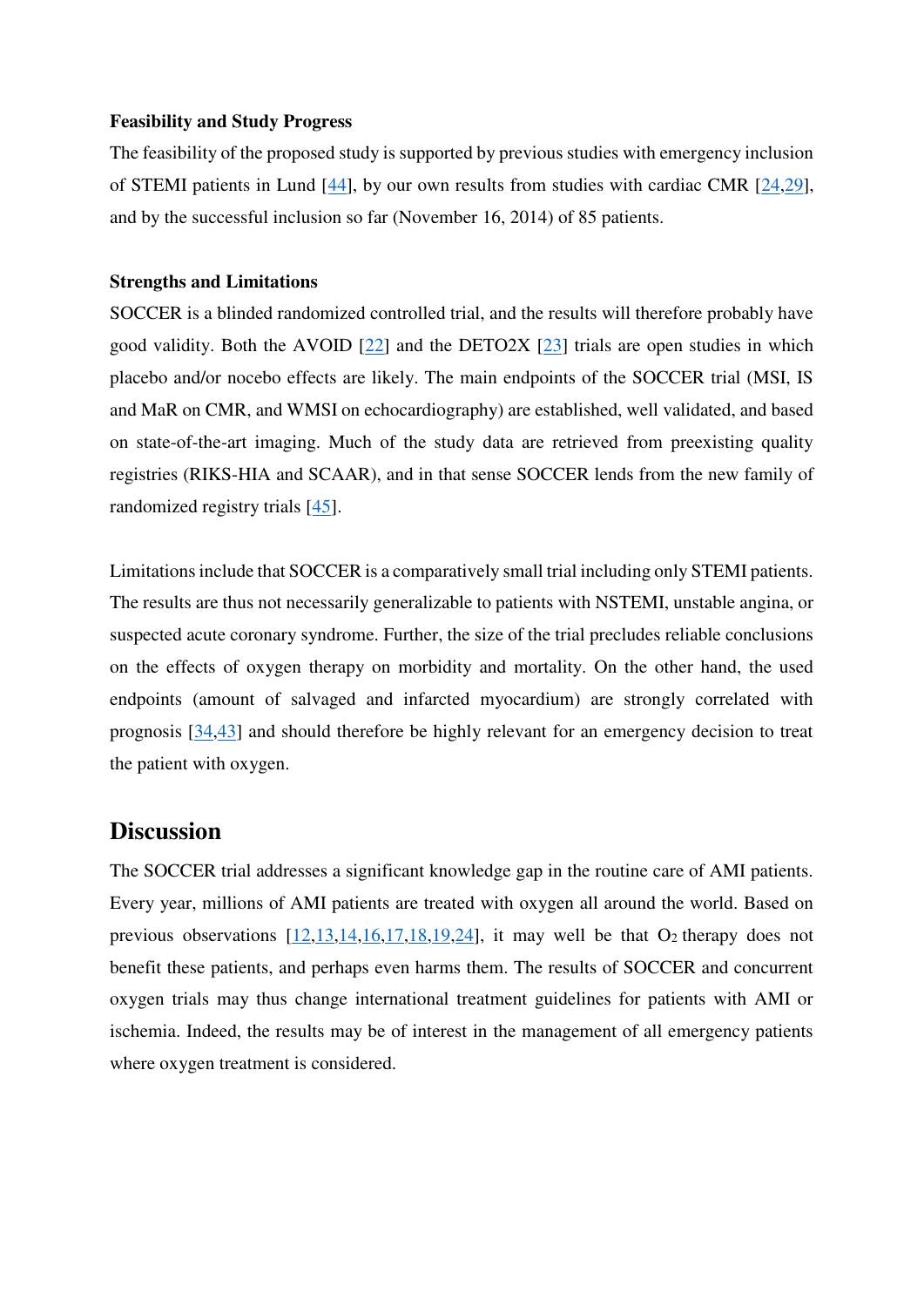**Feasibility and Study Progress**

The feasibility of the proposed study is supported by previous studies with emergency inclusion of STEMI patients in Lund [44], by our own results from studies with cardiac CMR [24,29], and by the successful inclusion so far (November 16, 2014) of 85 patients.

**Strengths and Limitations**

SOCCER is a blinded randomized controlled trial, and the results will therefore probably have good validity. Both the AVOID [22] and the DETO2X [23] trials are open studies in which placebo and/or nocebo effects are likely. The main endpoints of the SOCCER trial (MSI, IS and MaR on CMR, and WMSI on echocardiography) are established, well validated, and based on state-of-the-art imaging. Much of the study data are retrieved from preexisting quality registries (RIKS-HIA and SCAAR), and in that sense SOCCER lends from the new family of randomized registry trials [45].

Limitations include that SOCCER is a comparatively small trial including only STEMI patients. The results are thus not necessarily generalizable to patients with NSTEMI, unstable angina, or suspected acute coronary syndrome. Further, the size of the trial precludes reliable conclusions on the effects of oxygen therapy on morbidity and mortality. On the other hand, the used endpoints (amount of salvaged and infarcted myocardium) are strongly correlated with prognosis [34,43] and should therefore be highly relevant for an emergency decision to treat the patient with oxygen.

## Discussion

The SOCCER trial addresses a significant knowledge gap in the routine care of AMI patients. Every year, millions of AMI patients are treated with oxygen all around the world. Based on previous observations [12,13,14,16,17,18,19,24], it may well be that $O_2$ therapy does not benefit these patients, and perhaps even harms them. The results of SOCCER and concurrent oxygen trials may thus change international treatment guidelines for patients with AMI or ischemia. Indeed, the results may be of interest in the management of all emergency patients where oxygen treatment is considered.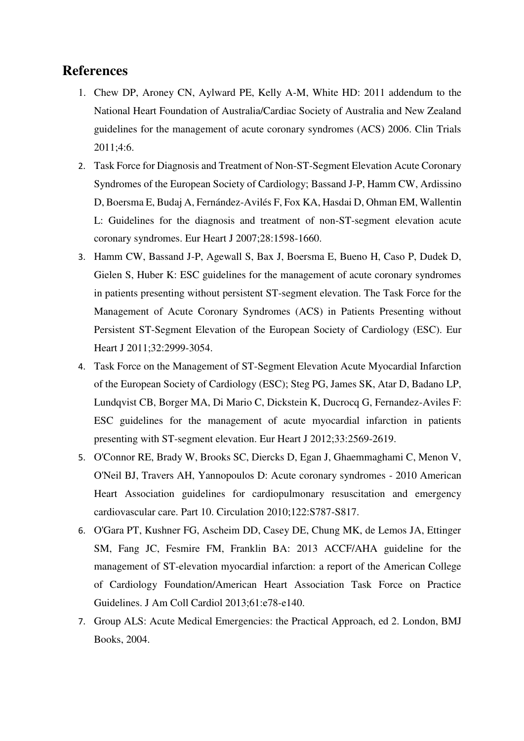## References

1. Chew DP, Aroney CN, Aylward PE, Kelly A-M, White HD: 2011 addendum to the National Heart Foundation of Australia/Cardiac Society of Australia and New Zealand guidelines for the management of acute coronary syndromes (ACS) 2006. Clin Trials 2011;4:6.
2. Task Force for Diagnosis and Treatment of Non-ST-Segment Elevation Acute Coronary Syndromes of the European Society of Cardiology; Bassand J-P, Hamm CW, Ardissino D, Boersma E, Budaj A, Fernández-Avilés F, Fox KA, Hasdai D, Ohman EM, Wallentin L: Guidelines for the diagnosis and treatment of non-ST-segment elevation acute coronary syndromes. Eur Heart J 2007;28:1598-1660.
3. Hamm CW, Bassand J-P, Agewall S, Bax J, Boersma E, Bueno H, Caso P, Dudek D, Gielen S, Huber K: ESC guidelines for the management of acute coronary syndromes in patients presenting without persistent ST-segment elevation. The Task Force for the Management of Acute Coronary Syndromes (ACS) in Patients Presenting without Persistent ST-Segment Elevation of the European Society of Cardiology (ESC). Eur Heart J 2011;32:2999-3054.
4. Task Force on the Management of ST-Segment Elevation Acute Myocardial Infarction of the European Society of Cardiology (ESC); Steg PG, James SK, Atar D, Badano LP, Lundqvist CB, Borger MA, Di Mario C, Dickstein K, Ducrocq G, Fernandez-Aviles F: ESC guidelines for the management of acute myocardial infarction in patients presenting with ST-segment elevation. Eur Heart J 2012;33:2569-2619.
5. O'Connor RE, Brady W, Brooks SC, Diercks D, Egan J, Ghaemmaghami C, Menon V, O'Neil BJ, Travers AH, Yannopoulos D: Acute coronary syndromes - 2010 American Heart Association guidelines for cardiopulmonary resuscitation and emergency cardiovascular care. Part 10. Circulation 2010;122:S787-S817.
6. O'Gara PT, Kushner FG, Ascheim DD, Casey DE, Chung MK, de Lemos JA, Ettinger SM, Fang JC, Fesmire FM, Franklin BA: 2013 ACCF/AHA guideline for the management of ST-elevation myocardial infarction: a report of the American College of Cardiology Foundation/American Heart Association Task Force on Practice Guidelines. J Am Coll Cardiol 2013;61:e78-e140.
7. Group ALS: Acute Medical Emergencies: the Practical Approach, ed 2. London, BMJ Books, 2004.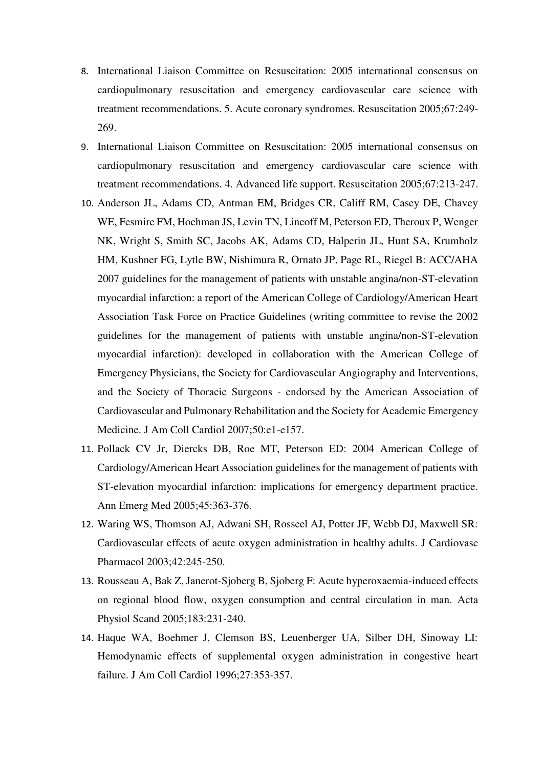8. International Liaison Committee on Resuscitation: 2005 international consensus on cardiopulmonary resuscitation and emergency cardiovascular care science with treatment recommendations. 5. Acute coronary syndromes. Resuscitation 2005;67:249-269.
9. International Liaison Committee on Resuscitation: 2005 international consensus on cardiopulmonary resuscitation and emergency cardiovascular care science with treatment recommendations. 4. Advanced life support. Resuscitation 2005;67:213-247.
10. Anderson JL, Adams CD, Antman EM, Bridges CR, Califf RM, Casey DE, Chavey WE, Fesmire FM, Hochman JS, Levin TN, Lincoff M, Peterson ED, Theroux P, Wenger NK, Wright S, Smith SC, Jacobs AK, Adams CD, Halperin JL, Hunt SA, Krumholz HM, Kushner FG, Lytle BW, Nishimura R, Ornato JP, Page RL, Riegel B: ACC/AHA 2007 guidelines for the management of patients with unstable angina/non-ST-elevation myocardial infarction: a report of the American College of Cardiology/American Heart Association Task Force on Practice Guidelines (writing committee to revise the 2002 guidelines for the management of patients with unstable angina/non-ST-elevation myocardial infarction): developed in collaboration with the American College of Emergency Physicians, the Society for Cardiovascular Angiography and Interventions, and the Society of Thoracic Surgeons - endorsed by the American Association of Cardiovascular and Pulmonary Rehabilitation and the Society for Academic Emergency Medicine. J Am Coll Cardiol 2007;50:e1-e157.
11. Pollack CV Jr, Diercks DB, Roe MT, Peterson ED: 2004 American College of Cardiology/American Heart Association guidelines for the management of patients with ST-elevation myocardial infarction: implications for emergency department practice. Ann Emerg Med 2005;45:363-376.
12. Waring WS, Thomson AJ, Adwani SH, Rosseel AJ, Potter JF, Webb DJ, Maxwell SR: Cardiovascular effects of acute oxygen administration in healthy adults. J Cardiovasc Pharmacol 2003;42:245-250.
13. Rousseau A, Bak Z, Janerot-Sjoberg B, Sjoberg F: Acute hyperoxaemia-induced effects on regional blood flow, oxygen consumption and central circulation in man. Acta Physiol Scand 2005;183:231-240.
14. Haque WA, Boehmer J, Clemson BS, Leuenberger UA, Silber DH, Sinoway LI: Hemodynamic effects of supplemental oxygen administration in congestive heart failure. J Am Coll Cardiol 1996;27:353-357.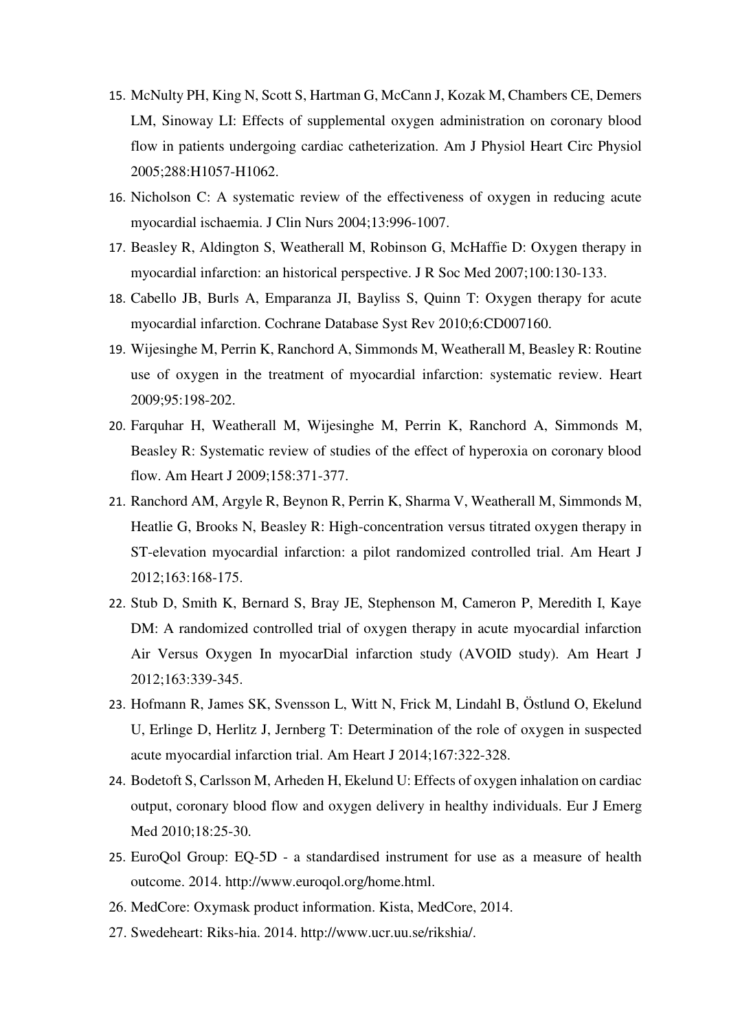15. McNulty PH, King N, Scott S, Hartman G, McCann J, Kozak M, Chambers CE, Demers LM, Sinoway LI: Effects of supplemental oxygen administration on coronary blood flow in patients undergoing cardiac catheterization. Am J Physiol Heart Circ Physiol 2005;288:H1057-H1062.
16. Nicholson C: A systematic review of the effectiveness of oxygen in reducing acute myocardial ischaemia. J Clin Nurs 2004;13:996-1007.
17. Beasley R, Aldington S, Weatherall M, Robinson G, McHaffie D: Oxygen therapy in myocardial infarction: an historical perspective. J R Soc Med 2007;100:130-133.
18. Cabello JB, Burls A, Emparanza JI, Bayliss S, Quinn T: Oxygen therapy for acute myocardial infarction. Cochrane Database Syst Rev 2010;6:CD007160.
19. Wijesinghe M, Perrin K, Ranchord A, Simmonds M, Weatherall M, Beasley R: Routine use of oxygen in the treatment of myocardial infarction: systematic review. Heart 2009;95:198-202.
20. Farquhar H, Weatherall M, Wijesinghe M, Perrin K, Ranchord A, Simmonds M, Beasley R: Systematic review of studies of the effect of hyperoxia on coronary blood flow. Am Heart J 2009;158:371-377.
21. Ranchord AM, Argyle R, Beynon R, Perrin K, Sharma V, Weatherall M, Simmonds M, Heatlie G, Brooks N, Beasley R: High-concentration versus titrated oxygen therapy in ST-elevation myocardial infarction: a pilot randomized controlled trial. Am Heart J 2012;163:168-175.
22. Stub D, Smith K, Bernard S, Bray JE, Stephenson M, Cameron P, Meredith I, Kaye DM: A randomized controlled trial of oxygen therapy in acute myocardial infarction Air Versus Oxygen In myocarDial infarction study (AVOID study). Am Heart J 2012;163:339-345.
23. Hofmann R, James SK, Svensson L, Witt N, Frick M, Lindahl B, Östlund O, Ekelund U, Erlinge D, Herlitz J, Jernberg T: Determination of the role of oxygen in suspected acute myocardial infarction trial. Am Heart J 2014;167:322-328.
24. Bodetoft S, Carlsson M, Arheden H, Ekelund U: Effects of oxygen inhalation on cardiac output, coronary blood flow and oxygen delivery in healthy individuals. Eur J Emerg Med 2010;18:25-30.
25. EuroQol Group: EQ-5D - a standardised instrument for use as a measure of health outcome. 2014. http://www.euroqol.org/home.html.
26. MedCore: Oxymask product information. Kista, MedCore, 2014.
27. Swedeheart: Riks-hia. 2014. http://www.ucr.uu.se/rikshia/.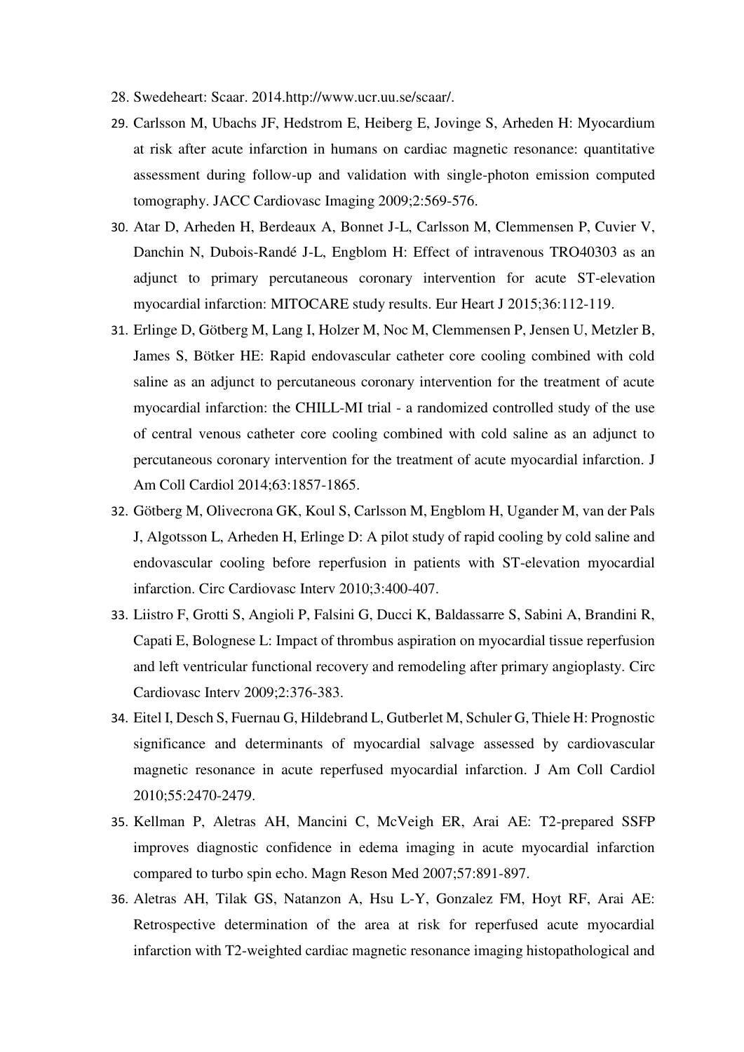28. Swedeheart: Scaar. 2014.http://www.ucr.uu.se/scaar/.
29. Carlsson M, Ubachs JF, Hedstrom E, Heiberg E, Jovinge S, Arheden H: Myocardium at risk after acute infarction in humans on cardiac magnetic resonance: quantitative assessment during follow-up and validation with single-photon emission computed tomography. JACC Cardiovasc Imaging 2009;2:569-576.
30. Atar D, Arheden H, Berdeaux A, Bonnet J-L, Carlsson M, Clemmensen P, Cuvier V, Danchin N, Dubois-Randé J-L, Engblom H: Effect of intravenous TRO40303 as an adjunct to primary percutaneous coronary intervention for acute ST-elevation myocardial infarction: MITOCARE study results. Eur Heart J 2015;36:112-119.
31. Erlinge D, Götberg M, Lang I, Holzer M, Noc M, Clemmensen P, Jensen U, Metzler B, James S, Bötker HE: Rapid endovascular catheter core cooling combined with cold saline as an adjunct to percutaneous coronary intervention for the treatment of acute myocardial infarction: the CHILL-MI trial - a randomized controlled study of the use of central venous catheter core cooling combined with cold saline as an adjunct to percutaneous coronary intervention for the treatment of acute myocardial infarction. J Am Coll Cardiol 2014;63:1857-1865.
32. Götberg M, Olivecrona GK, Koul S, Carlsson M, Engblom H, Ugander M, van der Pals J, Algotsson L, Arheden H, Erlinge D: A pilot study of rapid cooling by cold saline and endovascular cooling before reperfusion in patients with ST-elevation myocardial infarction. Circ Cardiovasc Interv 2010;3:400-407.
33. Liistro F, Grotti S, Angioli P, Falsini G, Ducci K, Baldassarre S, Sabini A, Brandini R, Capati E, Bolognese L: Impact of thrombus aspiration on myocardial tissue reperfusion and left ventricular functional recovery and remodeling after primary angioplasty. Circ Cardiovasc Interv 2009;2:376-383.
34. Eitel I, Desch S, Fuernau G, Hildebrand L, Gutberlet M, Schuler G, Thiele H: Prognostic significance and determinants of myocardial salvage assessed by cardiovascular magnetic resonance in acute reperfused myocardial infarction. J Am Coll Cardiol 2010;55:2470-2479.
35. Kellman P, Aletras AH, Mancini C, McVeigh ER, Arai AE: T2-prepared SSFP improves diagnostic confidence in edema imaging in acute myocardial infarction compared to turbo spin echo. Magn Reson Med 2007;57:891-897.
36. Aletras AH, Tilak GS, Natanzon A, Hsu L-Y, Gonzalez FM, Hoyt RF, Arai AE: Retrospective determination of the area at risk for reperfused acute myocardial infarction with T2-weighted cardiac magnetic resonance imaging histopathological and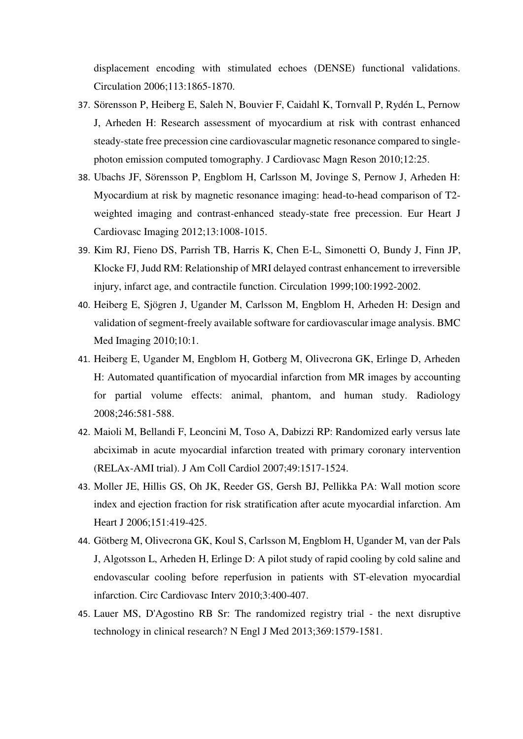displacement encoding with stimulated echoes (DENSE) functional validations. Circulation 2006;113:1865-1870.

37. Sörensson P, Heiberg E, Saleh N, Bouvier F, Caidahl K, Tornvall P, Rydén L, Pernow J, Arheden H: Research assessment of myocardium at risk with contrast enhanced steady-state free precession cine cardiovascular magnetic resonance compared to single-photon emission computed tomography. J Cardiovasc Magn Reson 2010;12:25.
38. Ubachs JF, Sörensson P, Engblom H, Carlsson M, Jovinge S, Pernow J, Arheden H: Myocardium at risk by magnetic resonance imaging: head-to-head comparison of T2-weighted imaging and contrast-enhanced steady-state free precession. Eur Heart J Cardiovasc Imaging 2012;13:1008-1015.
39. Kim RJ, Fieno DS, Parrish TB, Harris K, Chen E-L, Simonetti O, Bundy J, Finn JP, Klocke FJ, Judd RM: Relationship of MRI delayed contrast enhancement to irreversible injury, infarct age, and contractile function. Circulation 1999;100:1992-2002.
40. Heiberg E, Sjögren J, Ugander M, Carlsson M, Engblom H, Arheden H: Design and validation of segment-freely available software for cardiovascular image analysis. BMC Med Imaging 2010;10:1.
41. Heiberg E, Ugander M, Engblom H, Gotberg M, Olivecrona GK, Erlinge D, Arheden H: Automated quantification of myocardial infarction from MR images by accounting for partial volume effects: animal, phantom, and human study. Radiology 2008;246:581-588.
42. Maioli M, Bellandi F, Leoncini M, Toso A, Dabizzi RP: Randomized early versus late abciximab in acute myocardial infarction treated with primary coronary intervention (RELAx-AMI trial). J Am Coll Cardiol 2007;49:1517-1524.
43. Moller JE, Hillis GS, Oh JK, Reeder GS, Gersh BJ, Pellikka PA: Wall motion score index and ejection fraction for risk stratification after acute myocardial infarction. Am Heart J 2006;151:419-425.
44. Götberg M, Olivecrona GK, Koul S, Carlsson M, Engblom H, Ugander M, van der Pals J, Algotsson L, Arheden H, Erlinge D: A pilot study of rapid cooling by cold saline and endovascular cooling before reperfusion in patients with ST-elevation myocardial infarction. Circ Cardiovasc Interv 2010;3:400-407.
45. Lauer MS, D'Agostino RB Sr: The randomized registry trial - the next disruptive technology in clinical research? N Engl J Med 2013;369:1579-1581.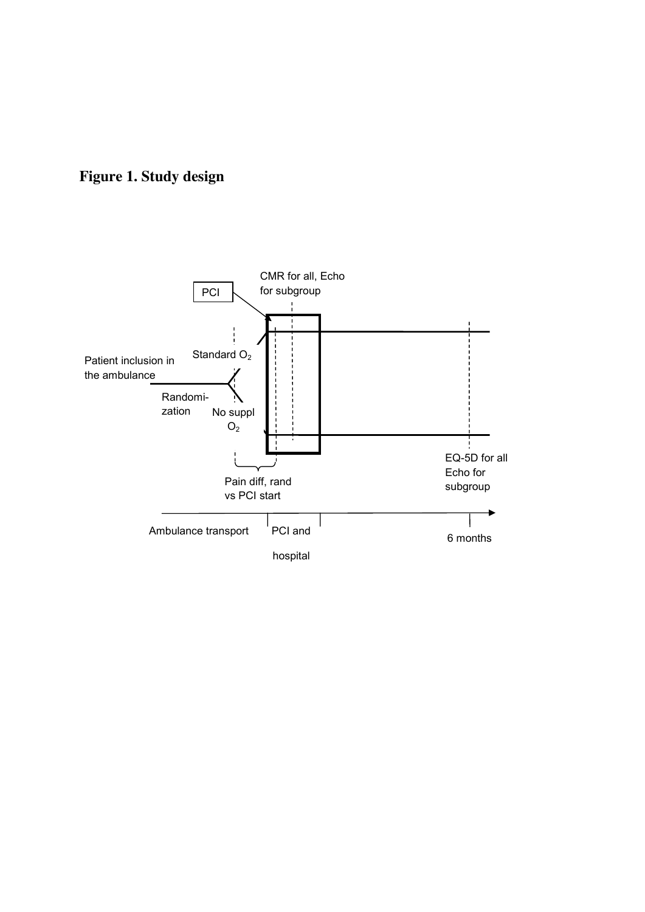**Figure 1. Study design**

PCI

CMR for all, Echo for subgroup

Patient inclusion in the ambulance

Standard $O_2$

Randomi-zation

No suppl $O_2$

Pain diff, rand vs PCI start

EQ-5D for all
Echo for subgroup

Ambulance transport

PCI and hospital

6 months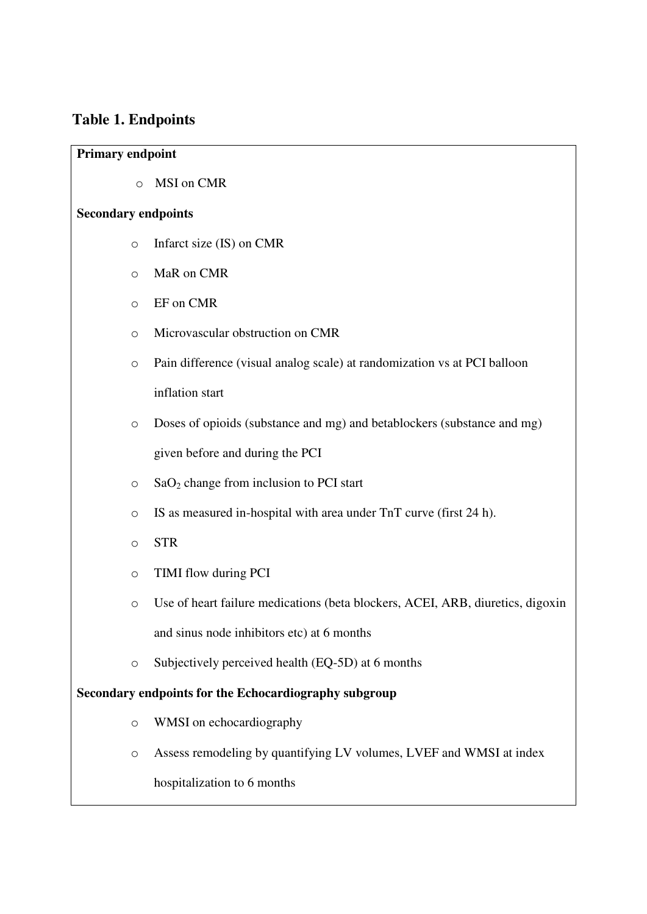## Table 1. Endpoints

**Primary endpoint**

- MSI on CMR

**Secondary endpoints**

- Infarct size (IS) on CMR
- MaR on CMR
- EF on CMR
- Microvascular obstruction on CMR
- Pain difference (visual analog scale) at randomization vs at PCI balloon inflation start
- Doses of opioids (substance and mg) and betablockers (substance and mg) given before and during the PCI
- $SaO_2$ change from inclusion to PCI start
- IS as measured in-hospital with area under TnT curve (first 24 h).
- STR
- TIMI flow during PCI
- Use of heart failure medications (beta blockers, ACEI, ARB, diuretics, digoxin and sinus node inhibitors etc) at 6 months
- Subjectively perceived health (EQ-5D) at 6 months

**Secondary endpoints for the Echocardiography subgroup**

- WMSI on echocardiography
- Assess remodeling by quantifying LV volumes, LVEF and WMSI at index hospitalization to 6 months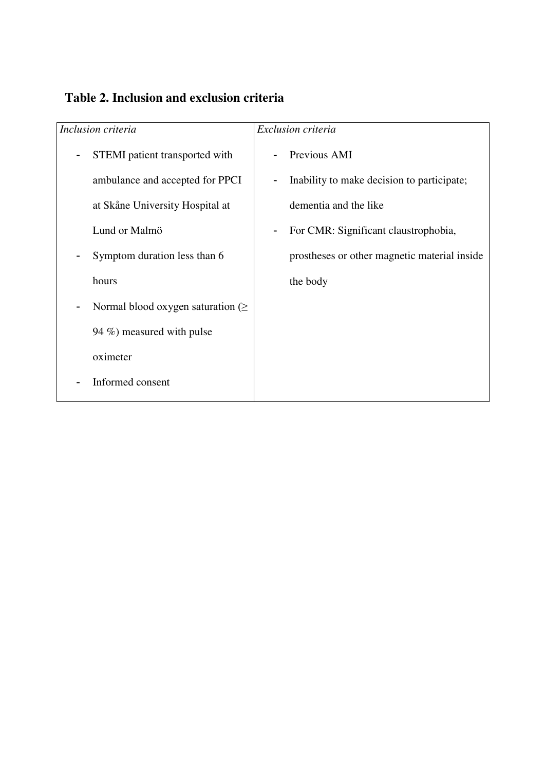**Table 2. Inclusion and exclusion criteria**

| *Inclusion criteria* | *Exclusion criteria* |
|---|---|
| - STEMI patient transported with ambulance and accepted for PPCI at Skåne University Hospital at Lund or Malmö<br>- Symptom duration less than 6 hours<br>- Normal blood oxygen saturation (≥ 94 %) measured with pulse oximeter<br>- Informed consent | - Previous AMI<br>- Inability to make decision to participate; dementia and the like<br>- For CMR: Significant claustrophobia, prostheses or other magnetic material inside the body |